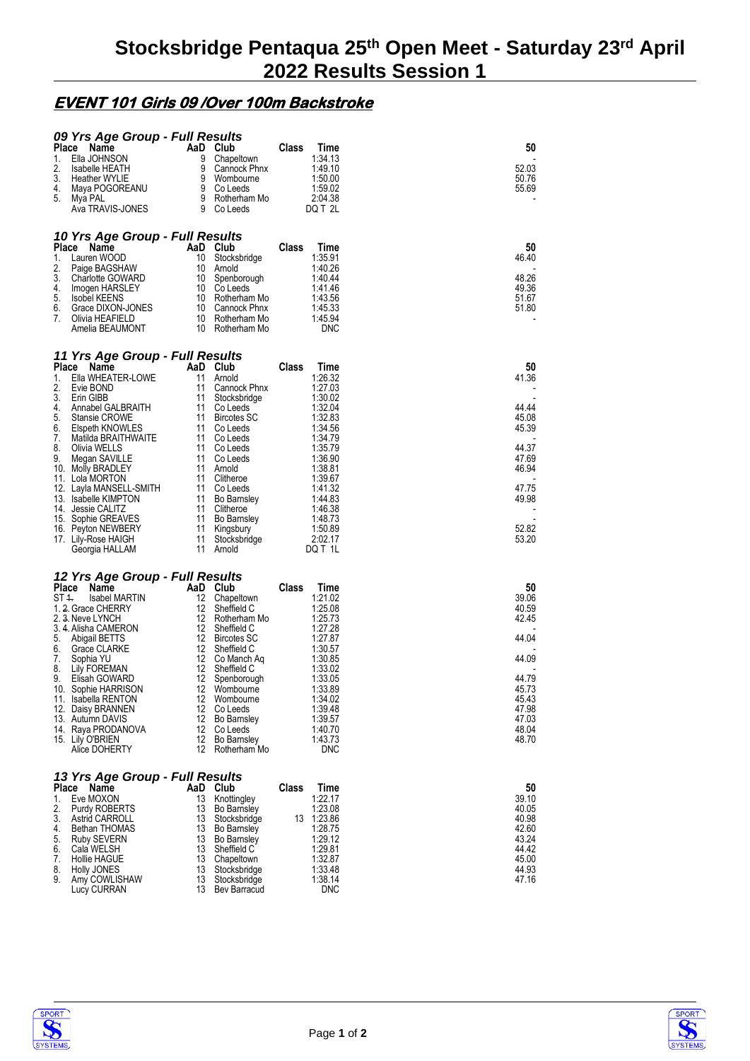# Stocksbridge Pentaqua 25th Open Meet - Saturday 23rd April 2022 Results Session 1

## EVENT 101 Girls 09 /Over 100m Backstroke

### 09 Yrs Age Group - Full Results

| Place | Name | AaD | Club | Class | Time | 50 |
|---|---|---|---|---|---|---|
| 1. | Ella JOHNSON | 9 | Chapeltown | | 1:34.13 | - |
| 2. | Isabelle HEATH | 9 | Cannock Phnx | | 1:49.10 | 52.03 |
| 3. | Heather WYLIE | 9 | Wombourne | | 1:50.00 | 50.76 |
| 4. | Maya POGOREANU | 9 | Co Leeds | | 1:59.02 | 55.69 |
| 5. | Mya PAL | 9 | Rotherham Mo | | 2:04.38 | - |
| | Ava TRAVIS-JONES | 9 | Co Leeds | | DQ T 2L | |

### 10 Yrs Age Group - Full Results

| Place | Name | AaD | Club | Class | Time | 50 |
|---|---|---|---|---|---|---|
| 1. | Lauren WOOD | 10 | Stocksbridge | | 1:35.91 | 46.40 |
| 2. | Paige BAGSHAW | 10 | Arnold | | 1:40.26 | - |
| 3. | Charlotte GOWARD | 10 | Spenborough | | 1:40.44 | 48.26 |
| 4. | Imogen HARSLEY | 10 | Co Leeds | | 1:41.46 | 49.36 |
| 5. | Isobel KEENS | 10 | Rotherham Mo | | 1:43.56 | 51.67 |
| 6. | Grace DIXON-JONES | 10 | Cannock Phnx | | 1:45.33 | 51.80 |
| 7. | Olivia HEAFIELD | 10 | Rotherham Mo | | 1:45.94 | - |
| | Amelia BEAUMONT | 10 | Rotherham Mo | | DNC | |

### 11 Yrs Age Group - Full Results

| Place | Name | AaD | Club | Class | Time | 50 |
|---|---|---|---|---|---|---|
| 1. | Ella WHEATER-LOWE | 11 | Arnold | | 1:26.32 | 41.36 |
| 2. | Evie BOND | 11 | Cannock Phnx | | 1:27.03 | - |
| 3. | Erin GIBB | 11 | Stocksbridge | | 1:30.02 | - |
| 4. | Annabel GALBRAITH | 11 | Co Leeds | | 1:32.04 | 44.44 |
| 5. | Stansie CROWE | 11 | Bircotes SC | | 1:32.83 | 45.08 |
| 6. | Elspeth KNOWLES | 11 | Co Leeds | | 1:34.56 | 45.39 |
| 7. | Matilda BRAITHWAITE | 11 | Co Leeds | | 1:34.79 | - |
| 8. | Olivia WELLS | 11 | Co Leeds | | 1:35.79 | 44.37 |
| 9. | Megan SAVILLE | 11 | Co Leeds | | 1:36.90 | 47.69 |
| 10. | Molly BRADLEY | 11 | Arnold | | 1:38.81 | 46.94 |
| 11. | Lola MORTON | 11 | Clitheroe | | 1:39.67 | - |
| 12. | Layla MANSELL-SMITH | 11 | Co Leeds | | 1:41.32 | 47.75 |
| 13. | Isabelle KIMPTON | 11 | Bo Barnsley | | 1:44.83 | 49.98 |
| 14. | Jessie CALITZ | 11 | Clitheroe | | 1:46.38 | - |
| 15. | Sophie GREAVES | 11 | Bo Barnsley | | 1:48.73 | - |
| 16. | Peyton NEWBERY | 11 | Kingsbury | | 1:50.89 | 52.82 |
| 17. | Lily-Rose HAIGH | 11 | Stocksbridge | | 2:02.17 | 53.20 |
| | Georgia HALLAM | 11 | Arnold | | DQ T 1L | |

### 12 Yrs Age Group - Full Results

| Place | Name | AaD | Club | Class | Time | 50 |
|---|---|---|---|---|---|---|
| ST ~~1.~~ | Isabel MARTIN | 12 | Chapeltown | | 1:21.02 | 39.06 |
| 1. ~~2.~~ | Grace CHERRY | 12 | Sheffield C | | 1:25.08 | 40.59 |
| 2. ~~3.~~ | Neve LYNCH | 12 | Rotherham Mo | | 1:25.73 | 42.45 |
| 3. ~~4.~~ | Alisha CAMERON | 12 | Sheffield C | | 1:27.28 | - |
| 5. | Abigail BETTS | 12 | Bircotes SC | | 1:27.87 | 44.04 |
| 6. | Grace CLARKE | 12 | Sheffield C | | 1:30.57 | - |
| 7. | Sophia YU | 12 | Co Manch Aq | | 1:30.85 | 44.09 |
| 8. | Lily FOREMAN | 12 | Sheffield C | | 1:33.02 | - |
| 9. | Elisah GOWARD | 12 | Spenborough | | 1:33.05 | 44.79 |
| 10. | Sophie HARRISON | 12 | Wombourne | | 1:33.89 | 45.73 |
| 11. | Isabella RENTON | 12 | Wombourne | | 1:34.02 | 45.43 |
| 12. | Daisy BRANNEN | 12 | Co Leeds | | 1:39.48 | 47.98 |
| 13. | Autumn DAVIS | 12 | Bo Barnsley | | 1:39.57 | 47.03 |
| 14. | Raya PRODANOVA | 12 | Co Leeds | | 1:40.70 | 48.04 |
| 15. | Lily O'BRIEN | 12 | Bo Barnsley | | 1:43.73 | 48.70 |
| | Alice DOHERTY | 12 | Rotherham Mo | | DNC | |

### 13 Yrs Age Group - Full Results

| Place | Name | AaD | Club | Class | Time | 50 |
|---|---|---|---|---|---|---|
| 1. | Eve MOXON | 13 | Knottingley | | 1:22.17 | 39.10 |
| 2. | Purdy ROBERTS | 13 | Bo Barnsley | | 1:23.08 | 40.05 |
| 3. | Astrid CARROLL | 13 | Stocksbridge | 13 | 1:23.86 | 40.98 |
| 4. | Bethan THOMAS | 13 | Bo Barnsley | | 1:28.75 | 42.60 |
| 5. | Ruby SEVERN | 13 | Bo Barnsley | | 1:29.12 | 43.24 |
| 6. | Cala WELSH | 13 | Sheffield C | | 1:29.81 | 44.42 |
| 7. | Hollie HAGUE | 13 | Chapeltown | | 1:32.87 | 45.00 |
| 8. | Holly JONES | 13 | Stocksbridge | | 1:33.48 | 44.93 |
| 9. | Amy COWLISHAW | 13 | Stocksbridge | | 1:38.14 | 47.16 |
| | Lucy CURRAN | 13 | Bev Barracud | | DNC | |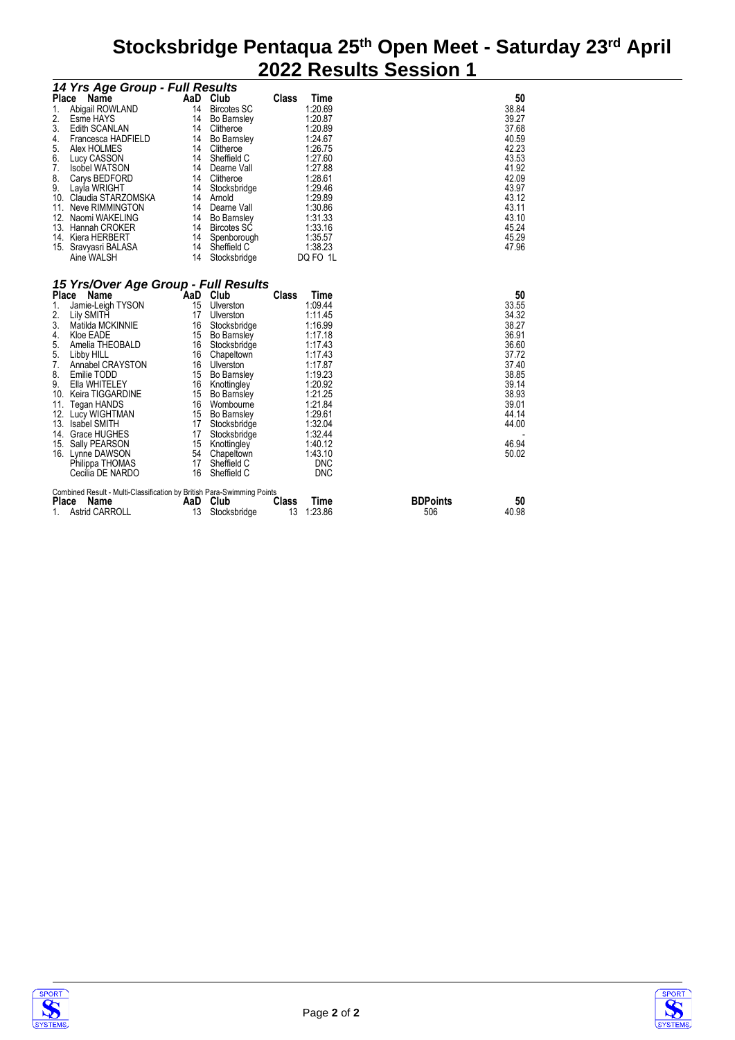# Stocksbridge Pentaqua 25th Open Meet - Saturday 23rd April 2022 Results Session 1

### *14 Yrs Age Group - Full Results*

| Place | Name | AaD | Club | Class | Time | 50 |
|---|---|---|---|---|---|---|
| 1. | Abigail ROWLAND | 14 | Bircotes SC | | 1:20.69 | 38.84 |
| 2. | Esme HAYS | 14 | Bo Barnsley | | 1:20.87 | 39.27 |
| 3. | Edith SCANLAN | 14 | Clitheroe | | 1:20.89 | 37.68 |
| 4. | Francesca HADFIELD | 14 | Bo Barnsley | | 1:24.67 | 40.59 |
| 5. | Alex HOLMES | 14 | Clitheroe | | 1:26.75 | 42.23 |
| 6. | Lucy CASSON | 14 | Sheffield C | | 1:27.60 | 43.53 |
| 7. | Isobel WATSON | 14 | Dearne Vall | | 1:27.88 | 41.92 |
| 8. | Carys BEDFORD | 14 | Clitheroe | | 1:28.61 | 42.09 |
| 9. | Layla WRIGHT | 14 | Stocksbridge | | 1:29.46 | 43.97 |
| 10. | Claudia STARZOMSKA | 14 | Arnold | | 1:29.89 | 43.12 |
| 11. | Neve RIMMINGTON | 14 | Dearne Vall | | 1:30.86 | 43.11 |
| 12. | Naomi WAKELING | 14 | Bo Barnsley | | 1:31.33 | 43.10 |
| 13. | Hannah CROKER | 14 | Bircotes SC | | 1:33.16 | 45.24 |
| 14. | Kiera HERBERT | 14 | Spenborough | | 1:35.57 | 45.29 |
| 15. | Sravyasri BALASA | 14 | Sheffield C | | 1:38.23 | 47.96 |
| | Aine WALSH | 14 | Stocksbridge | | DQ FO 1L | |

### *15 Yrs/Over Age Group - Full Results*

| Place | Name | AaD | Club | Class | Time | 50 |
|---|---|---|---|---|---|---|
| 1. | Jamie-Leigh TYSON | 15 | Ulverston | | 1:09.44 | 33.55 |
| 2. | Lily SMITH | 17 | Ulverston | | 1:11.45 | 34.32 |
| 3. | Matilda MCKINNIE | 16 | Stocksbridge | | 1:16.99 | 38.27 |
| 4. | Kloe EADE | 15 | Bo Barnsley | | 1:17.18 | 36.91 |
| 5. | Amelia THEOBALD | 16 | Stocksbridge | | 1:17.43 | 36.60 |
| 5. | Libby HILL | 16 | Chapeltown | | 1:17.43 | 37.72 |
| 7. | Annabel CRAYSTON | 16 | Ulverston | | 1:17.87 | 37.40 |
| 8. | Emilie TODD | 15 | Bo Barnsley | | 1:19.23 | 38.85 |
| 9. | Ella WHITELEY | 16 | Knottingley | | 1:20.92 | 39.14 |
| 10. | Keira TIGGARDINE | 15 | Bo Barnsley | | 1:21.25 | 38.93 |
| 11. | Tegan HANDS | 16 | Wombourne | | 1:21.84 | 39.01 |
| 12. | Lucy WIGHTMAN | 15 | Bo Barnsley | | 1:29.61 | 44.14 |
| 13. | Isabel SMITH | 17 | Stocksbridge | | 1:32.04 | 44.00 |
| 14. | Grace HUGHES | 17 | Stocksbridge | | 1:32.44 | - |
| 15. | Sally PEARSON | 15 | Knottingley | | 1:40.12 | 46.94 |
| 16. | Lynne DAWSON | 54 | Chapeltown | | 1:43.10 | 50.02 |
| | Philippa THOMAS | 17 | Sheffield C | | DNC | |
| | Cecilia DE NARDO | 16 | Sheffield C | | DNC | |

Combined Result - Multi-Classification by British Para-Swimming Points

| Place | Name | AaD | Club | Class | Time | BDPoints | 50 |
|---|---|---|---|---|---|---|---|
| 1. | Astrid CARROLL | 13 | Stocksbridge | 13 | 1:23.86 | 506 | 40.98 |